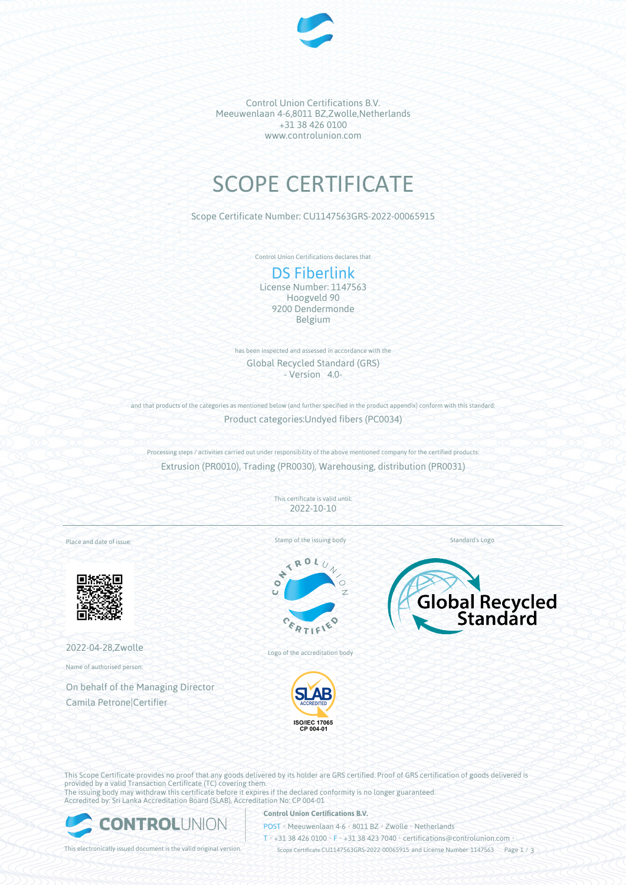Control Union Certifications B.V.
Meeuwenlaan 4-6,8011 BZ,Zwolle,Netherlands
+31 38 426 0100
www.controlunion.com

# SCOPE CERTIFICATE

Scope Certificate Number: CU1147563GRS-2022-00065915

Control Union Certifications declares that

## DS Fiberlink

License Number: 1147563
Hoogveld 90
9200 Dendermonde
Belgium

has been inspected and assessed in accordance with the

Global Recycled Standard (GRS)
- Version 4.0-

and that products of the categories as mentioned below (and further specified in the product appendix) conform with this standard.

Product categories:Undyed fibers (PC0034)

Processing steps / activities carried out under responsibility of the above mentioned company for the certified products:

Extrusion (PR0010), Trading (PR0030), Warehousing, distribution (PR0031)

This certificate is valid until:
2022-10-10

Place and date of issue:

2022-04-28,Zwolle

Name of authorised person:

On behalf of the Managing Director
Camila Petrone|Certifier

Stamp of the issuing body

Logo of the accreditation body

Standard's Logo

This Scope Certificate provides no proof that any goods delivered by its holder are GRS certified. Proof of GRS certification of goods delivered is provided by a valid Transaction Certificate (TC) covering them.
The issuing body may withdraw this certificate before it expires if the declared conformity is no longer guaranteed.
Accredited by: Sri Lanka Accreditation Board (SLAB), Accreditation No: CP 004-01

This electronically issued document is the valid original version.

**Control Union Certifications B.V.**
POST • Meeuwenlaan 4-6 • 8011 BZ • Zwolle • Netherlands
T • +31 38 426 0100 • F • +31 38 423 7040 • certifications@controlunion.com •
Scope Certificate CU1147563GRS-2022-00065915 and License Number 1147563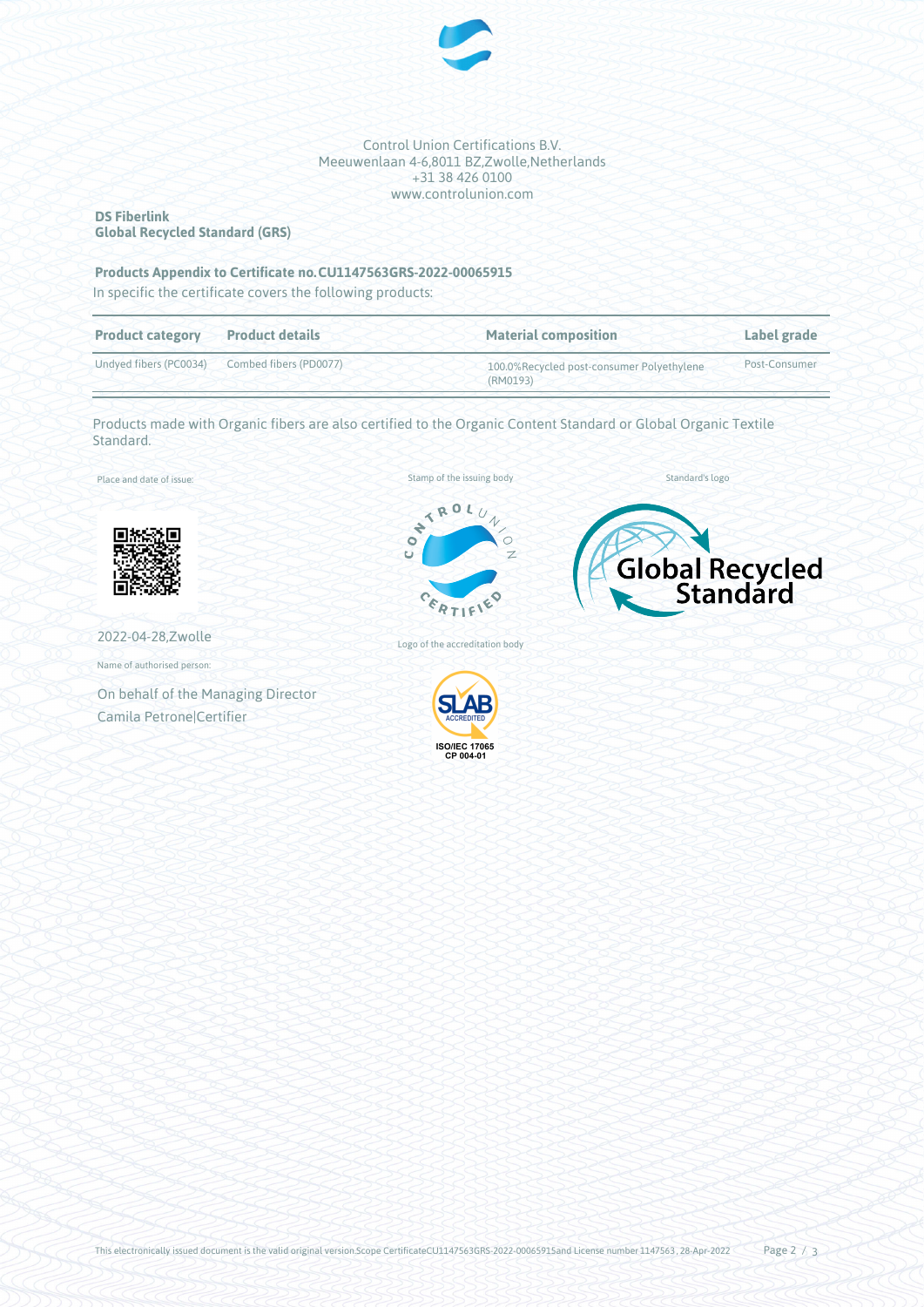Control Union Certifications B.V.
Meeuwenlaan 4-6,8011 BZ,Zwolle,Netherlands
+31 38 426 0100
www.controlunion.com

**DS Fiberlink**
**Global Recycled Standard (GRS)**

**Products Appendix to Certificate no.CU1147563GRS-2022-00065915**

In specific the certificate covers the following products:

| Product category | Product details | Material composition | Label grade |
|---|---|---|---|
| Undyed fibers (PC0034) | Combed fibers (PD0077) | 100.0%Recycled post-consumer Polyethylene (RM0193) | Post-Consumer |

Products made with Organic fibers are also certified to the Organic Content Standard or Global Organic Textile Standard.

Place and date of issue:

2022-04-28,Zwolle

Name of authorised person:

On behalf of the Managing Director
Camila Petrone|Certifier

Stamp of the issuing body

Standard's logo

Logo of the accreditation body

This electronically issued document is the valid original version.Scope CertificateCU1147563GRS-2022-00065915and License number 1147563, 28-Apr-2022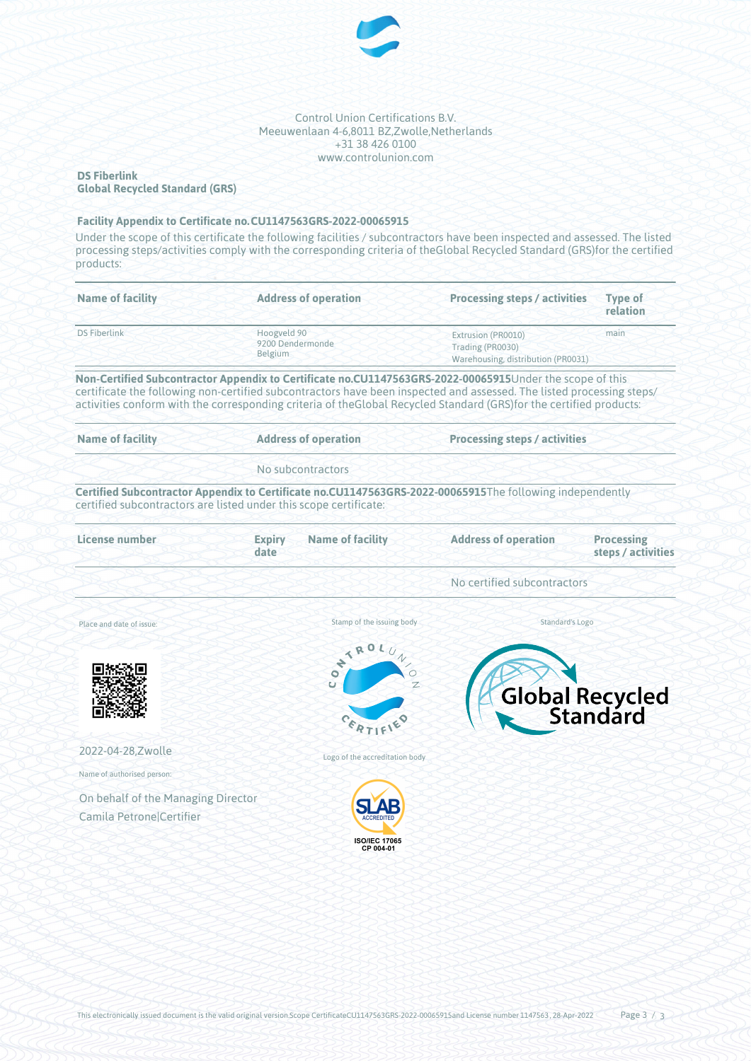Control Union Certifications B.V.
Meeuwenlaan 4-6,8011 BZ,Zwolle,Netherlands
+31 38 426 0100
www.controlunion.com

**DS Fiberlink**
**Global Recycled Standard (GRS)**

**Facility Appendix to Certificate no. CU1147563GRS-2022-00065915**

Under the scope of this certificate the following facilities / subcontractors have been inspected and assessed. The listed processing steps/activities comply with the corresponding criteria of theGlobal Recycled Standard (GRS)for the certified products:

| Name of facility | Address of operation | Processing steps / activities | Type of relation |
|---|---|---|---|
| DS Fiberlink | Hoogveld 90<br>9200 Dendermonde<br>Belgium | Extrusion (PR0010)<br>Trading (PR0030)<br>Warehousing, distribution (PR0031) | main |

**Non-Certified Subcontractor Appendix to Certificate no.CU1147563GRS-2022-00065915**Under the scope of this certificate the following non-certified subcontractors have been inspected and assessed. The listed processing steps/ activities conform with the corresponding criteria of theGlobal Recycled Standard (GRS)for the certified products:

| Name of facility | Address of operation | Processing steps / activities |
|---|---|---|
| | No subcontractors | |

**Certified Subcontractor Appendix to Certificate no.CU1147563GRS-2022-00065915**The following independently certified subcontractors are listed under this scope certificate:

| License number | Expiry date | Name of facility | Address of operation | Processing steps / activities |
|---|---|---|---|---|
| | | | No certified subcontractors | |

Place and date of issue:

2022-04-28,Zwolle

Name of authorised person:

On behalf of the Managing Director
Camila Petrone|Certifier

Stamp of the issuing body

Standard's Logo

Logo of the accreditation body

This electronically issued document is the valid original version.Scope CertificateCU1147563GRS-2022-00065915and License number 1147563, 28-Apr-2022